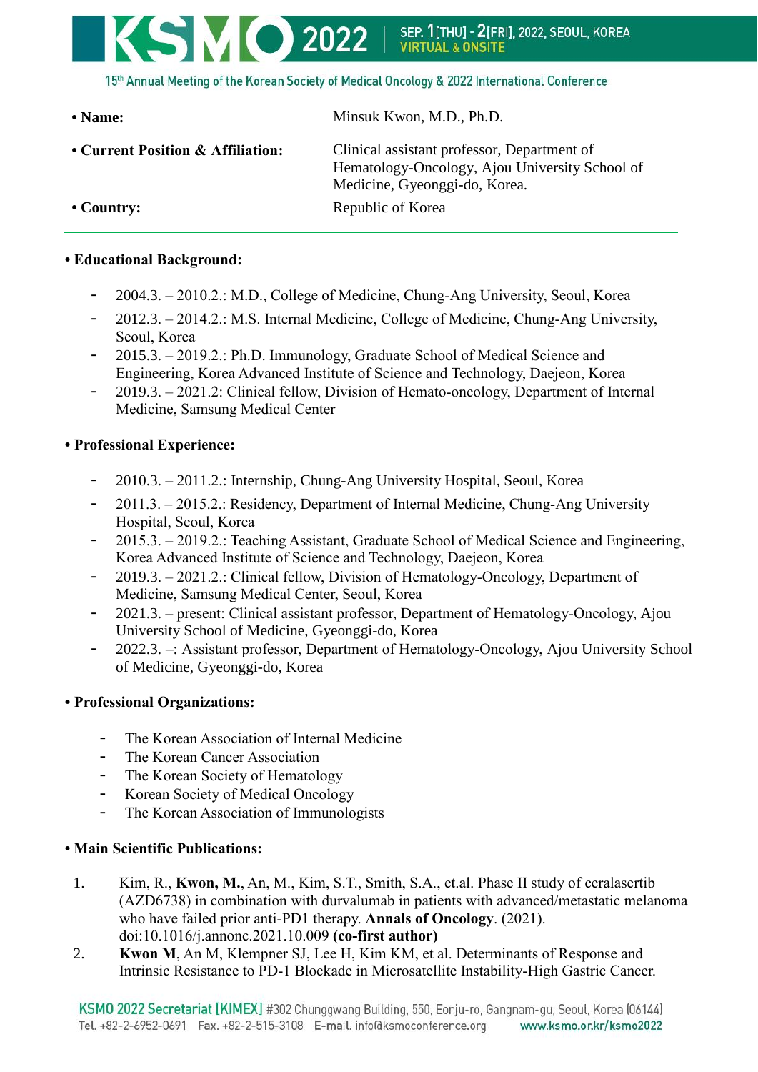- **Name:** Minsuk Kwon, M.D., Ph.D.
- **Current Position & Affiliation:** Clinical assistant professor, Department of Hematology-Oncology, Ajou University School of Medicine, Gyeonggi-do, Korea.
- **Country:** Republic of Korea

---

## • Educational Background:

- 2004.3. – 2010.2.: M.D., College of Medicine, Chung-Ang University, Seoul, Korea
- 2012.3. – 2014.2.: M.S. Internal Medicine, College of Medicine, Chung-Ang University, Seoul, Korea
- 2015.3. – 2019.2.: Ph.D. Immunology, Graduate School of Medical Science and Engineering, Korea Advanced Institute of Science and Technology, Daejeon, Korea
- 2019.3. – 2021.2: Clinical fellow, Division of Hemato-oncology, Department of Internal Medicine, Samsung Medical Center

## • Professional Experience:

- 2010.3. – 2011.2.: Internship, Chung-Ang University Hospital, Seoul, Korea
- 2011.3. – 2015.2.: Residency, Department of Internal Medicine, Chung-Ang University Hospital, Seoul, Korea
- 2015.3. – 2019.2.: Teaching Assistant, Graduate School of Medical Science and Engineering, Korea Advanced Institute of Science and Technology, Daejeon, Korea
- 2019.3. – 2021.2.: Clinical fellow, Division of Hematology-Oncology, Department of Medicine, Samsung Medical Center, Seoul, Korea
- 2021.3. – present: Clinical assistant professor, Department of Hematology-Oncology, Ajou University School of Medicine, Gyeonggi-do, Korea
- 2022.3. –: Assistant professor, Department of Hematology-Oncology, Ajou University School of Medicine, Gyeonggi-do, Korea

## • Professional Organizations:

- The Korean Association of Internal Medicine
- The Korean Cancer Association
- The Korean Society of Hematology
- Korean Society of Medical Oncology
- The Korean Association of Immunologists

## • Main Scientific Publications:

1. Kim, R., **Kwon, M.**, An, M., Kim, S.T., Smith, S.A., et.al. Phase II study of ceralasertib (AZD6738) in combination with durvalumab in patients with advanced/metastatic melanoma who have failed prior anti-PD1 therapy. **Annals of Oncology**. (2021). doi:10.1016/j.annonc.2021.10.009 **(co-first author)**
2. **Kwon M**, An M, Klempner SJ, Lee H, Kim KM, et al. Determinants of Response and Intrinsic Resistance to PD-1 Blockade in Microsatellite Instability-High Gastric Cancer.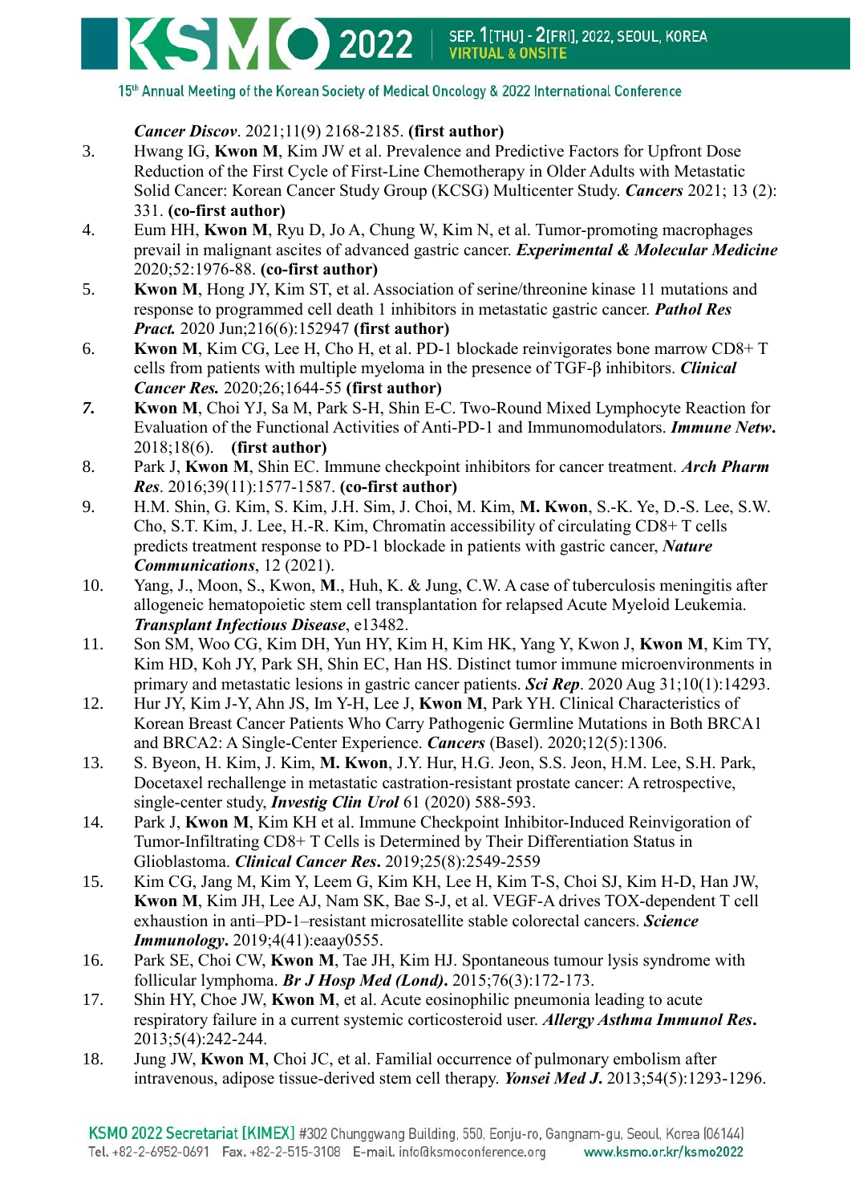*Cancer Discov*. 2021;11(9) 2168-2185. **(first author)**

3. Hwang IG, **Kwon M**, Kim JW et al. Prevalence and Predictive Factors for Upfront Dose Reduction of the First Cycle of First-Line Chemotherapy in Older Adults with Metastatic Solid Cancer: Korean Cancer Study Group (KCSG) Multicenter Study. ***Cancers*** 2021; 13 (2): 331. **(co-first author)**
4. Eum HH, **Kwon M**, Ryu D, Jo A, Chung W, Kim N, et al. Tumor-promoting macrophages prevail in malignant ascites of advanced gastric cancer. ***Experimental & Molecular Medicine*** 2020;52:1976-88. **(co-first author)**
5. **Kwon M**, Hong JY, Kim ST, et al. Association of serine/threonine kinase 11 mutations and response to programmed cell death 1 inhibitors in metastatic gastric cancer. ***Pathol Res Pract.*** 2020 Jun;216(6):152947 **(first author)**
6. **Kwon M**, Kim CG, Lee H, Cho H, et al. PD-1 blockade reinvigorates bone marrow CD8+ T cells from patients with multiple myeloma in the presence of TGF-β inhibitors. ***Clinical Cancer Res.*** 2020;26;1644-55 **(first author)**
7. **Kwon M**, Choi YJ, Sa M, Park S-H, Shin E-C. Two-Round Mixed Lymphocyte Reaction for Evaluation of the Functional Activities of Anti-PD-1 and Immunomodulators. ***Immune Netw.*** 2018;18(6). **(first author)**
8. Park J, **Kwon M**, Shin EC. Immune checkpoint inhibitors for cancer treatment. ***Arch Pharm Res***. 2016;39(11):1577-1587. **(co-first author)**
9. H.M. Shin, G. Kim, S. Kim, J.H. Sim, J. Choi, M. Kim, **M. Kwon**, S.-K. Ye, D.-S. Lee, S.W. Cho, S.T. Kim, J. Lee, H.-R. Kim, Chromatin accessibility of circulating CD8+ T cells predicts treatment response to PD-1 blockade in patients with gastric cancer, ***Nature Communications***, 12 (2021).
10. Yang, J., Moon, S., Kwon, **M.**, Huh, K. & Jung, C.W. A case of tuberculosis meningitis after allogeneic hematopoietic stem cell transplantation for relapsed Acute Myeloid Leukemia. ***Transplant Infectious Disease***, e13482.
11. Son SM, Woo CG, Kim DH, Yun HY, Kim H, Kim HK, Yang Y, Kwon J, **Kwon M**, Kim TY, Kim HD, Koh JY, Park SH, Shin EC, Han HS. Distinct tumor immune microenvironments in primary and metastatic lesions in gastric cancer patients. ***Sci Rep***. 2020 Aug 31;10(1):14293.
12. Hur JY, Kim J-Y, Ahn JS, Im Y-H, Lee J, **Kwon M**, Park YH. Clinical Characteristics of Korean Breast Cancer Patients Who Carry Pathogenic Germline Mutations in Both BRCA1 and BRCA2: A Single-Center Experience. ***Cancers*** (Basel). 2020;12(5):1306.
13. S. Byeon, H. Kim, J. Kim, **M. Kwon**, J.Y. Hur, H.G. Jeon, S.S. Jeon, H.M. Lee, S.H. Park, Docetaxel rechallenge in metastatic castration-resistant prostate cancer: A retrospective, single-center study, ***Investig Clin Urol*** 61 (2020) 588-593.
14. Park J, **Kwon M**, Kim KH et al. Immune Checkpoint Inhibitor-Induced Reinvigoration of Tumor-Infiltrating CD8+ T Cells is Determined by Their Differentiation Status in Glioblastoma. ***Clinical Cancer Res.*** 2019;25(8):2549-2559
15. Kim CG, Jang M, Kim Y, Leem G, Kim KH, Lee H, Kim T-S, Choi SJ, Kim H-D, Han JW, **Kwon M**, Kim JH, Lee AJ, Nam SK, Bae S-J, et al. VEGF-A drives TOX-dependent T cell exhaustion in anti–PD-1–resistant microsatellite stable colorectal cancers. ***Science Immunology.*** 2019;4(41):eaay0555.
16. Park SE, Choi CW, **Kwon M**, Tae JH, Kim HJ. Spontaneous tumour lysis syndrome with follicular lymphoma. ***Br J Hosp Med (Lond).*** 2015;76(3):172-173.
17. Shin HY, Choe JW, **Kwon M**, et al. Acute eosinophilic pneumonia leading to acute respiratory failure in a current systemic corticosteroid user. ***Allergy Asthma Immunol Res.*** 2013;5(4):242-244.
18. Jung JW, **Kwon M**, Choi JC, et al. Familial occurrence of pulmonary embolism after intravenous, adipose tissue-derived stem cell therapy. ***Yonsei Med J.*** 2013;54(5):1293-1296.